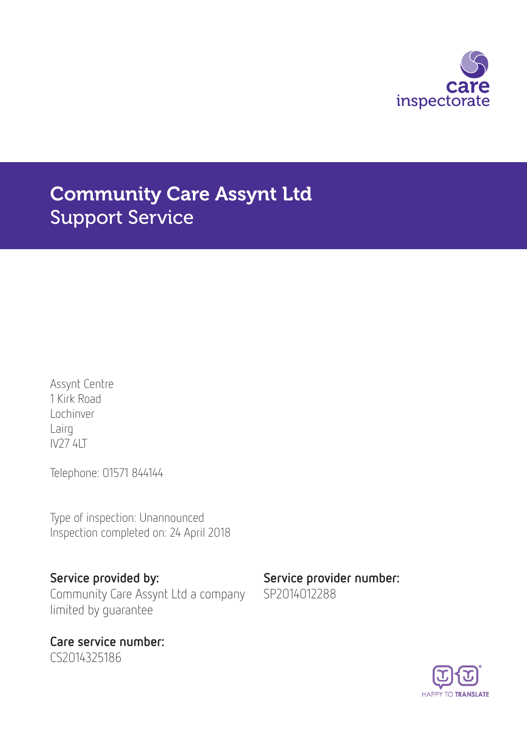# Community Care Assynt Ltd
## Support Service

Assynt Centre
1 Kirk Road
Lochinver
Lairg
IV27 4LT

Telephone: 01571 844144

Type of inspection: Unannounced
Inspection completed on: 24 April 2018

**Service provided by:**
Community Care Assynt Ltd a company limited by guarantee

**Service provider number:**
SP2014012288

**Care service number:**
CS2014325186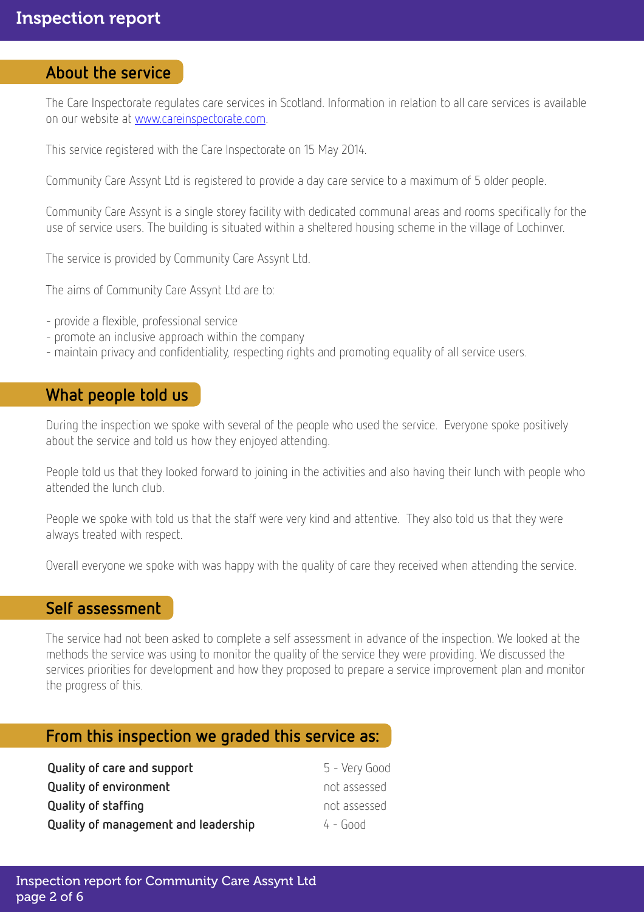## About the service

The Care Inspectorate regulates care services in Scotland. Information in relation to all care services is available on our website at [www.careinspectorate.com](http://www.careinspectorate.com).

This service registered with the Care Inspectorate on 15 May 2014.

Community Care Assynt Ltd is registered to provide a day care service to a maximum of 5 older people.

Community Care Assynt is a single storey facility with dedicated communal areas and rooms specifically for the use of service users. The building is situated within a sheltered housing scheme in the village of Lochinver.

The service is provided by Community Care Assynt Ltd.

The aims of Community Care Assynt Ltd are to:

- provide a flexible, professional service
- promote an inclusive approach within the company
- maintain privacy and confidentiality, respecting rights and promoting equality of all service users.

## What people told us

During the inspection we spoke with several of the people who used the service. Everyone spoke positively about the service and told us how they enjoyed attending.

People told us that they looked forward to joining in the activities and also having their lunch with people who attended the lunch club.

People we spoke with told us that the staff were very kind and attentive. They also told us that they were always treated with respect.

Overall everyone we spoke with was happy with the quality of care they received when attending the service.

## Self assessment

The service had not been asked to complete a self assessment in advance of the inspection. We looked at the methods the service was using to monitor the quality of the service they were providing. We discussed the services priorities for development and how they proposed to prepare a service improvement plan and monitor the progress of this.

## From this inspection we graded this service as:

| | |
|---|---|
| **Quality of care and support** | 5 - Very Good |
| **Quality of environment** | not assessed |
| **Quality of staffing** | not assessed |
| **Quality of management and leadership** | 4 - Good |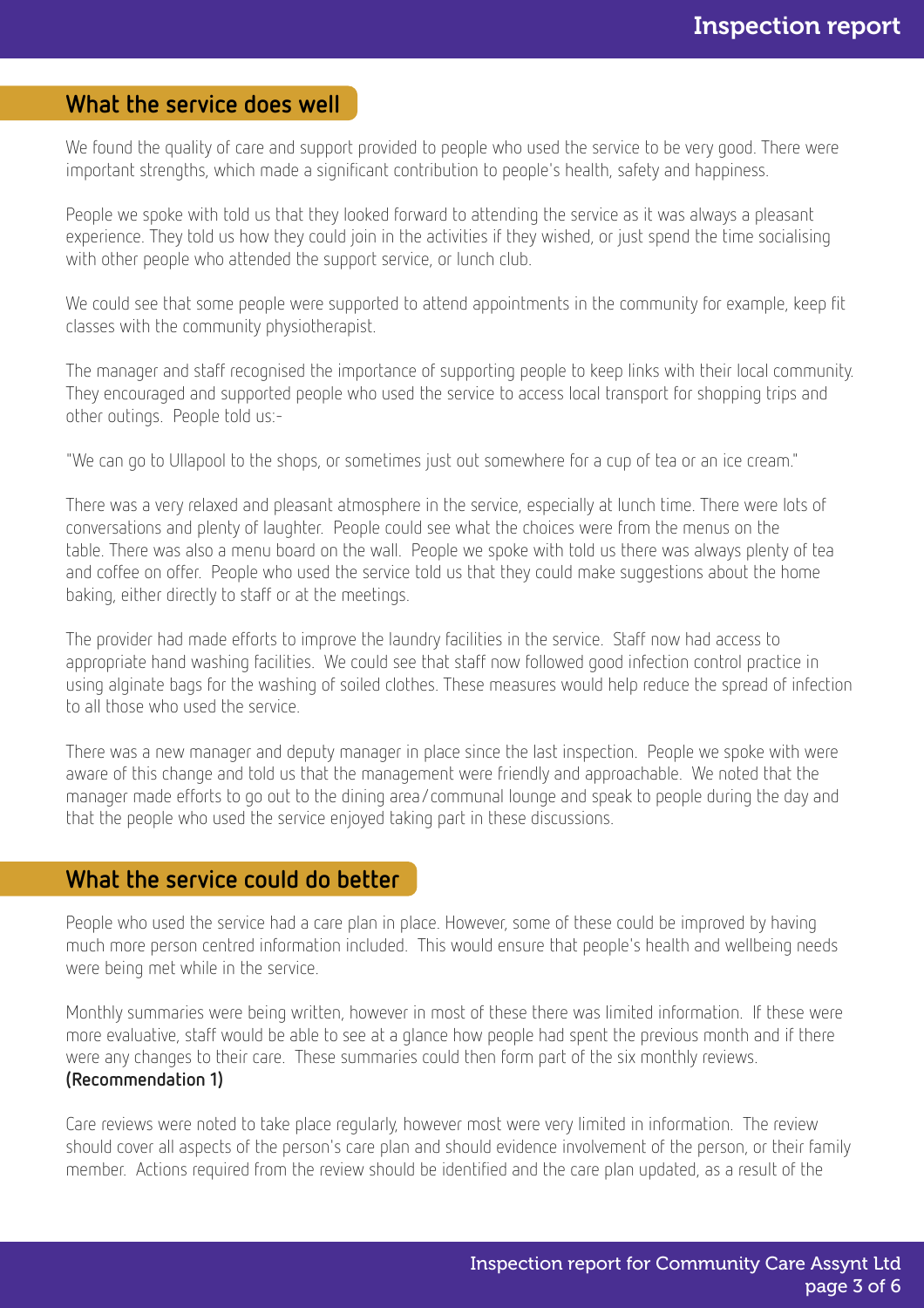## What the service does well

We found the quality of care and support provided to people who used the service to be very good. There were important strengths, which made a significant contribution to people's health, safety and happiness.

People we spoke with told us that they looked forward to attending the service as it was always a pleasant experience. They told us how they could join in the activities if they wished, or just spend the time socialising with other people who attended the support service, or lunch club.

We could see that some people were supported to attend appointments in the community for example, keep fit classes with the community physiotherapist.

The manager and staff recognised the importance of supporting people to keep links with their local community. They encouraged and supported people who used the service to access local transport for shopping trips and other outings. People told us:-

"We can go to Ullapool to the shops, or sometimes just out somewhere for a cup of tea or an ice cream."

There was a very relaxed and pleasant atmosphere in the service, especially at lunch time. There were lots of conversations and plenty of laughter. People could see what the choices were from the menus on the table. There was also a menu board on the wall. People we spoke with told us there was always plenty of tea and coffee on offer. People who used the service told us that they could make suggestions about the home baking, either directly to staff or at the meetings.

The provider had made efforts to improve the laundry facilities in the service. Staff now had access to appropriate hand washing facilities. We could see that staff now followed good infection control practice in using alginate bags for the washing of soiled clothes. These measures would help reduce the spread of infection to all those who used the service.

There was a new manager and deputy manager in place since the last inspection. People we spoke with were aware of this change and told us that the management were friendly and approachable. We noted that the manager made efforts to go out to the dining area/communal lounge and speak to people during the day and that the people who used the service enjoyed taking part in these discussions.

## What the service could do better

People who used the service had a care plan in place. However, some of these could be improved by having much more person centred information included. This would ensure that people's health and wellbeing needs were being met while in the service.

Monthly summaries were being written, however in most of these there was limited information. If these were more evaluative, staff would be able to see at a glance how people had spent the previous month and if there were any changes to their care. These summaries could then form part of the six monthly reviews. **(Recommendation 1)**

Care reviews were noted to take place regularly, however most were very limited in information. The review should cover all aspects of the person's care plan and should evidence involvement of the person, or their family member. Actions required from the review should be identified and the care plan updated, as a result of the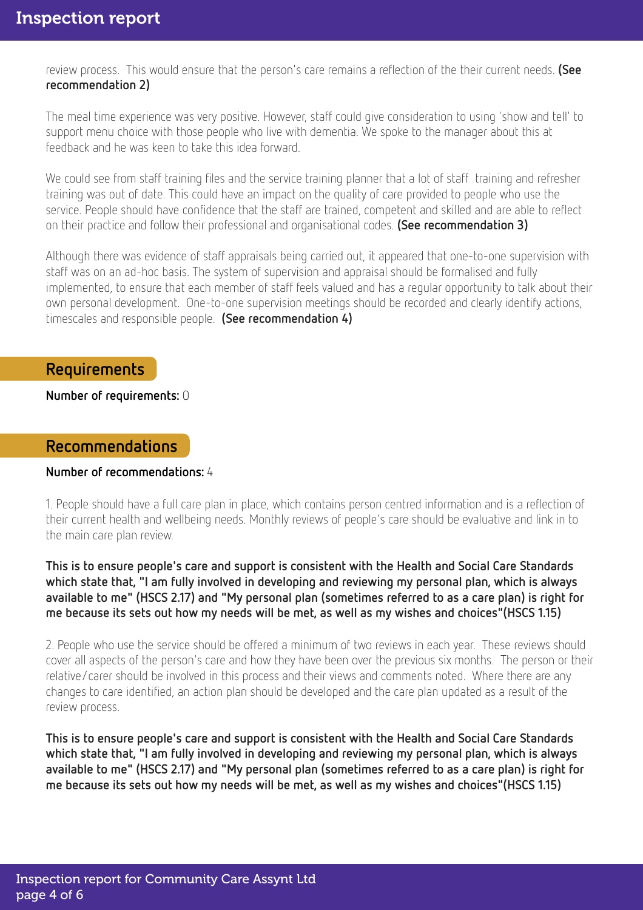review process. This would ensure that the person's care remains a reflection of the their current needs. **(See recommendation 2)**

The meal time experience was very positive. However, staff could give consideration to using 'show and tell' to support menu choice with those people who live with dementia. We spoke to the manager about this at feedback and he was keen to take this idea forward.

We could see from staff training files and the service training planner that a lot of staff training and refresher training was out of date. This could have an impact on the quality of care provided to people who use the service. People should have confidence that the staff are trained, competent and skilled and are able to reflect on their practice and follow their professional and organisational codes. **(See recommendation 3)**

Although there was evidence of staff appraisals being carried out, it appeared that one-to-one supervision with staff was on an ad-hoc basis. The system of supervision and appraisal should be formalised and fully implemented, to ensure that each member of staff feels valued and has a regular opportunity to talk about their own personal development. One-to-one supervision meetings should be recorded and clearly identify actions, timescales and responsible people. **(See recommendation 4)**

## Requirements

**Number of requirements:** 0

## Recommendations

**Number of recommendations:** 4

1. People should have a full care plan in place, which contains person centred information and is a reflection of their current health and wellbeing needs. Monthly reviews of people's care should be evaluative and link in to the main care plan review.

**This is to ensure people's care and support is consistent with the Health and Social Care Standards which state that, "I am fully involved in developing and reviewing my personal plan, which is always available to me" (HSCS 2.17) and "My personal plan (sometimes referred to as a care plan) is right for me because its sets out how my needs will be met, as well as my wishes and choices"(HSCS 1.15)**

2. People who use the service should be offered a minimum of two reviews in each year. These reviews should cover all aspects of the person's care and how they have been over the previous six months. The person or their relative/carer should be involved in this process and their views and comments noted. Where there are any changes to care identified, an action plan should be developed and the care plan updated as a result of the review process.

**This is to ensure people's care and support is consistent with the Health and Social Care Standards which state that, "I am fully involved in developing and reviewing my personal plan, which is always available to me" (HSCS 2.17) and "My personal plan (sometimes referred to as a care plan) is right for me because its sets out how my needs will be met, as well as my wishes and choices"(HSCS 1.15)**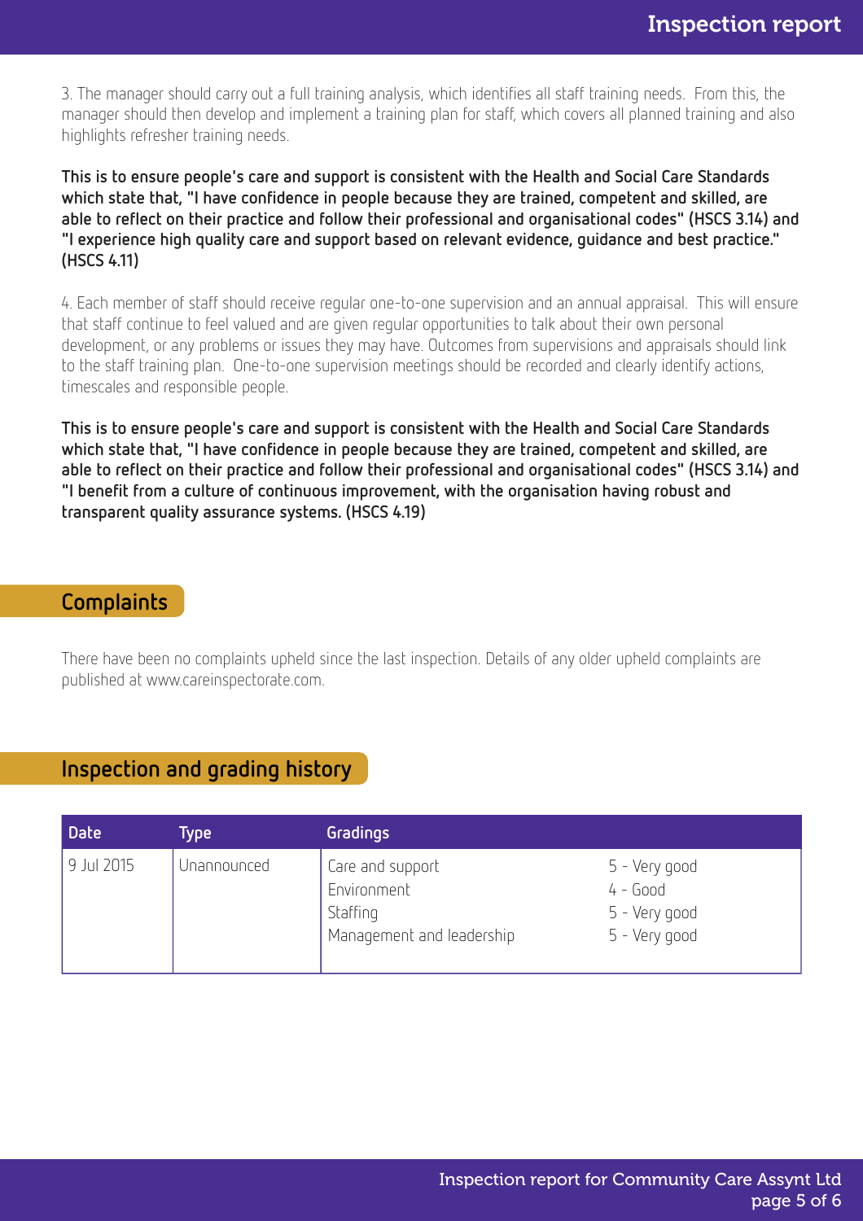3. The manager should carry out a full training analysis, which identifies all staff training needs. From this, the manager should then develop and implement a training plan for staff, which covers all planned training and also highlights refresher training needs.

**This is to ensure people's care and support is consistent with the Health and Social Care Standards which state that, "I have confidence in people because they are trained, competent and skilled, are able to reflect on their practice and follow their professional and organisational codes" (HSCS 3.14) and "I experience high quality care and support based on relevant evidence, guidance and best practice." (HSCS 4.11)**

4. Each member of staff should receive regular one-to-one supervision and an annual appraisal. This will ensure that staff continue to feel valued and are given regular opportunities to talk about their own personal development, or any problems or issues they may have. Outcomes from supervisions and appraisals should link to the staff training plan. One-to-one supervision meetings should be recorded and clearly identify actions, timescales and responsible people.

**This is to ensure people's care and support is consistent with the Health and Social Care Standards which state that, "I have confidence in people because they are trained, competent and skilled, are able to reflect on their practice and follow their professional and organisational codes" (HSCS 3.14) and "I benefit from a culture of continuous improvement, with the organisation having robust and transparent quality assurance systems. (HSCS 4.19)**

## Complaints

There have been no complaints upheld since the last inspection. Details of any older upheld complaints are published at www.careinspectorate.com.

## Inspection and grading history

| Date | Type | Gradings | |
|---|---|---|---|
| 9 Jul 2015 | Unannounced | Care and support | 5 - Very good |
| | | Environment | 4 - Good |
| | | Staffing | 5 - Very good |
| | | Management and leadership | 5 - Very good |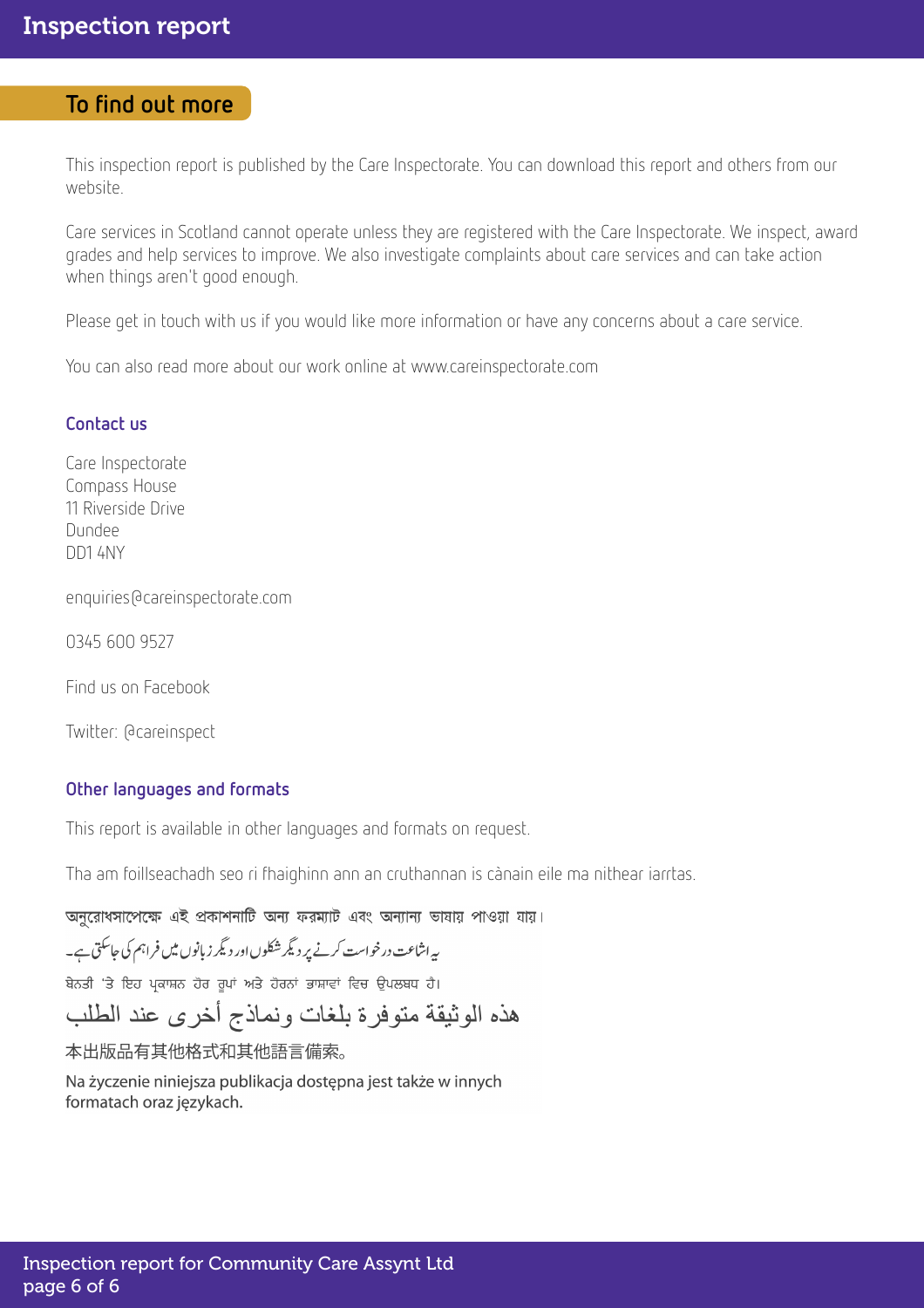## To find out more

This inspection report is published by the Care Inspectorate. You can download this report and others from our website.

Care services in Scotland cannot operate unless they are registered with the Care Inspectorate. We inspect, award grades and help services to improve. We also investigate complaints about care services and can take action when things aren't good enough.

Please get in touch with us if you would like more information or have any concerns about a care service.

You can also read more about our work online at www.careinspectorate.com

### Contact us

Care Inspectorate
Compass House
11 Riverside Drive
Dundee
DD1 4NY

enquiries@careinspectorate.com

0345 600 9527

Find us on Facebook

Twitter: @careinspect

### Other languages and formats

This report is available in other languages and formats on request.

Tha am foillseachadh seo ri fhaighinn ann an cruthannan is cànain eile ma nithear iarrtas.

অনুরোধসাপেক্ষে এই প্রকাশনাটি অন্য ফরম্যাট এবং অন্যান্য ভাষায় পাওয়া যায়।

یہ اشاعت درخواست کرنے پر دیگر شکلوں اور دیگر زبانوں میں فراہم کی جاسکتی ہے۔

ਬੇਨਤੀ 'ਤੇ ਇਹ ਪ੍ਰਕਾਸ਼ਨ ਹੋਰ ਰੂਪਾਂ ਅਤੇ ਹੋਰਨਾਂ ਭਾਸ਼ਾਵਾਂ ਵਿਚ ਉਪਲਬਧ ਹੈ।

هذه الوثيقة متوفرة بلغات ونماذج أخرى عند الطلب

本出版品有其他格式和其他語言備索。

Na życzenie niniejsza publikacja dostępna jest także w innych formatach oraz językach.